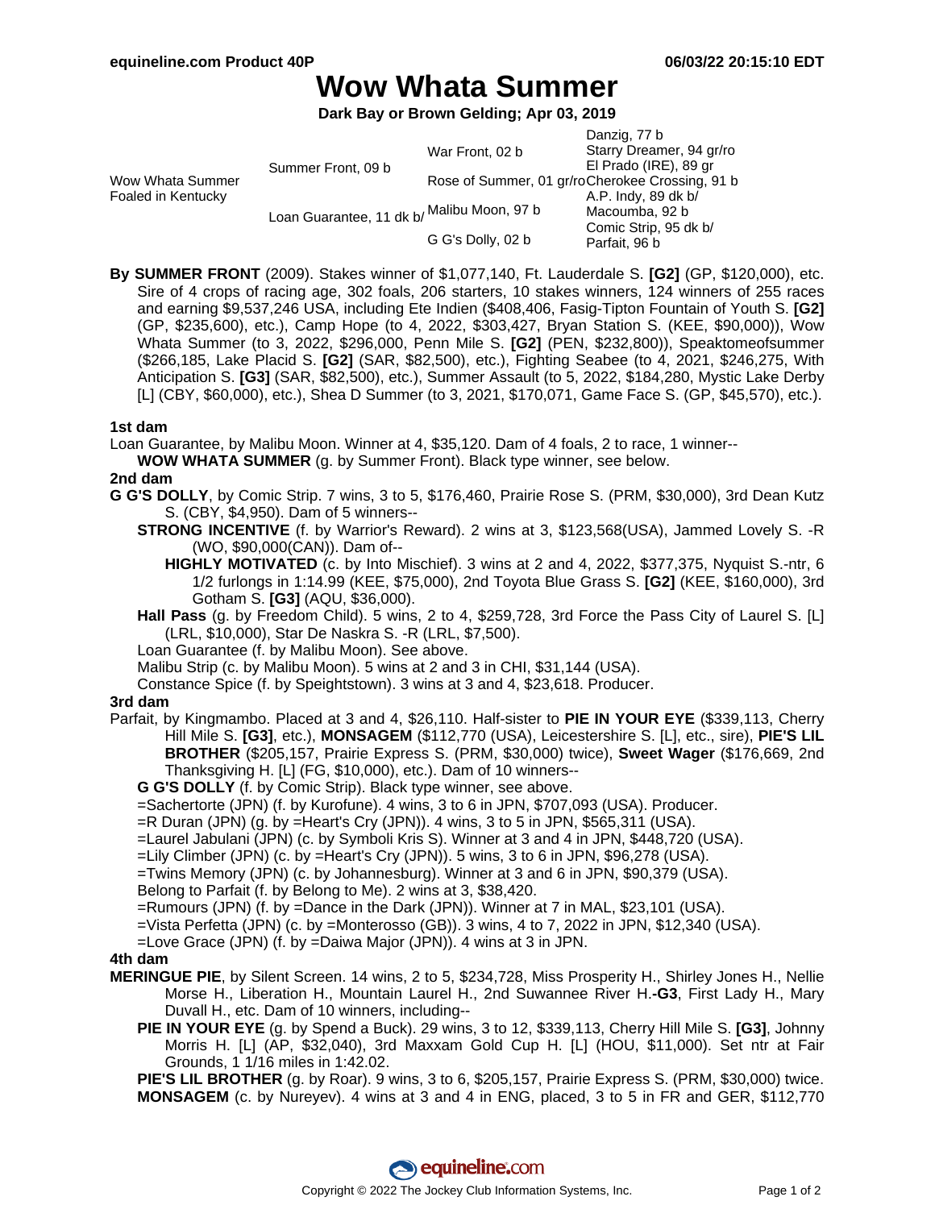# Wow Whata Summer

**Dark Bay or Brown Gelding; Apr 03, 2019**

| | | | |
|---|---|---|---|
| Wow Whata Summer Foaled in Kentucky | Summer Front, 09 b | War Front, 02 b | Danzig, 77 b |
| | | | Starry Dreamer, 94 gr/ro |
| | | Rose of Summer, 01 gr/ro | El Prado (IRE), 89 gr |
| | | | Cherokee Crossing, 91 b |
| | Loan Guarantee, 11 dk b/ | Malibu Moon, 97 b | A.P. Indy, 89 dk b/ |
| | | | Macoumba, 92 b |
| | | G G's Dolly, 02 b | Comic Strip, 95 dk b/ |
| | | | Parfait, 96 b |

**By SUMMER FRONT** (2009). Stakes winner of $1,077,140, Ft. Lauderdale S. **[G2]** (GP, $120,000), etc. Sire of 4 crops of racing age, 302 foals, 206 starters, 10 stakes winners, 124 winners of 255 races and earning $9,537,246 USA, including Ete Indien ($408,406, Fasig-Tipton Fountain of Youth S. **[G2]** (GP, $235,600), etc.), Camp Hope (to 4, 2022, $303,427, Bryan Station S. (KEE, $90,000)), Wow Whata Summer (to 3, 2022, $296,000, Penn Mile S. **[G2]** (PEN, $232,800)), Speaktomeofsummer ($266,185, Lake Placid S. **[G2]** (SAR, $82,500), etc.), Fighting Seabee (to 4, 2021, $246,275, With Anticipation S. **[G3]** (SAR, $82,500), etc.), Summer Assault (to 5, 2022, $184,280, Mystic Lake Derby [L] (CBY, $60,000), etc.), Shea D Summer (to 3, 2021, $170,071, Game Face S. (GP, $45,570), etc.).

### 1st dam

Loan Guarantee, by Malibu Moon. Winner at 4, $35,120. Dam of 4 foals, 2 to race, 1 winner--

- **WOW WHATA SUMMER** (g. by Summer Front). Black type winner, see below.

### 2nd dam

**G G'S DOLLY**, by Comic Strip. 7 wins, 3 to 5, $176,460, Prairie Rose S. (PRM, $30,000), 3rd Dean Kutz S. (CBY, $4,950). Dam of 5 winners--

- **STRONG INCENTIVE** (f. by Warrior's Reward). 2 wins at 3, $123,568(USA), Jammed Lovely S. -R (WO, $90,000(CAN)). Dam of--
  - **HIGHLY MOTIVATED** (c. by Into Mischief). 3 wins at 2 and 4, 2022, $377,375, Nyquist S.-ntr, 6 1/2 furlongs in 1:14.99 (KEE, $75,000), 2nd Toyota Blue Grass S. **[G2]** (KEE, $160,000), 3rd Gotham S. **[G3]** (AQU, $36,000).
- **Hall Pass** (g. by Freedom Child). 5 wins, 2 to 4, $259,728, 3rd Force the Pass City of Laurel S. [L] (LRL, $10,000), Star De Naskra S. -R (LRL, $7,500).
- Loan Guarantee (f. by Malibu Moon). See above.
- Malibu Strip (c. by Malibu Moon). 5 wins at 2 and 3 in CHI, $31,144 (USA).
- Constance Spice (f. by Speightstown). 3 wins at 3 and 4, $23,618. Producer.

### 3rd dam

Parfait, by Kingmambo. Placed at 3 and 4, $26,110. Half-sister to **PIE IN YOUR EYE** ($339,113, Cherry Hill Mile S. **[G3]**, etc.), **MONSAGEM** ($112,770 (USA), Leicestershire S. [L], etc., sire), **PIE'S LIL BROTHER** ($205,157, Prairie Express S. (PRM, $30,000) twice), **Sweet Wager** ($176,669, 2nd Thanksgiving H. [L] (FG, $10,000), etc.). Dam of 10 winners--

- **G G'S DOLLY** (f. by Comic Strip). Black type winner, see above.
- =Sachertorte (JPN) (f. by Kurofune). 4 wins, 3 to 6 in JPN, $707,093 (USA). Producer.
- =R Duran (JPN) (g. by =Heart's Cry (JPN)). 4 wins, 3 to 5 in JPN, $565,311 (USA).
- =Laurel Jabulani (JPN) (c. by Symboli Kris S). Winner at 3 and 4 in JPN, $448,720 (USA).
- =Lily Climber (JPN) (c. by =Heart's Cry (JPN)). 5 wins, 3 to 6 in JPN, $96,278 (USA).
- =Twins Memory (JPN) (c. by Johannesburg). Winner at 3 and 6 in JPN, $90,379 (USA).
- Belong to Parfait (f. by Belong to Me). 2 wins at 3, $38,420.
- =Rumours (JPN) (f. by =Dance in the Dark (JPN)). Winner at 7 in MAL, $23,101 (USA).
- =Vista Perfetta (JPN) (c. by =Monterosso (GB)). 3 wins, 4 to 7, 2022 in JPN, $12,340 (USA).
- =Love Grace (JPN) (f. by =Daiwa Major (JPN)). 4 wins at 3 in JPN.

### 4th dam

**MERINGUE PIE**, by Silent Screen. 14 wins, 2 to 5, $234,728, Miss Prosperity H., Shirley Jones H., Nellie Morse H., Liberation H., Mountain Laurel H., 2nd Suwannee River H.**-G3**, First Lady H., Mary Duvall H., etc. Dam of 10 winners, including--

- **PIE IN YOUR EYE** (g. by Spend a Buck). 29 wins, 3 to 12, $339,113, Cherry Hill Mile S. **[G3]**, Johnny Morris H. [L] (AP, $32,040), 3rd Maxxam Gold Cup H. [L] (HOU, $11,000). Set ntr at Fair Grounds, 1 1/16 miles in 1:42.02.
- **PIE'S LIL BROTHER** (g. by Roar). 9 wins, 3 to 6, $205,157, Prairie Express S. (PRM, $30,000) twice.
- **MONSAGEM** (c. by Nureyev). 4 wins at 3 and 4 in ENG, placed, 3 to 5 in FR and GER, $112,770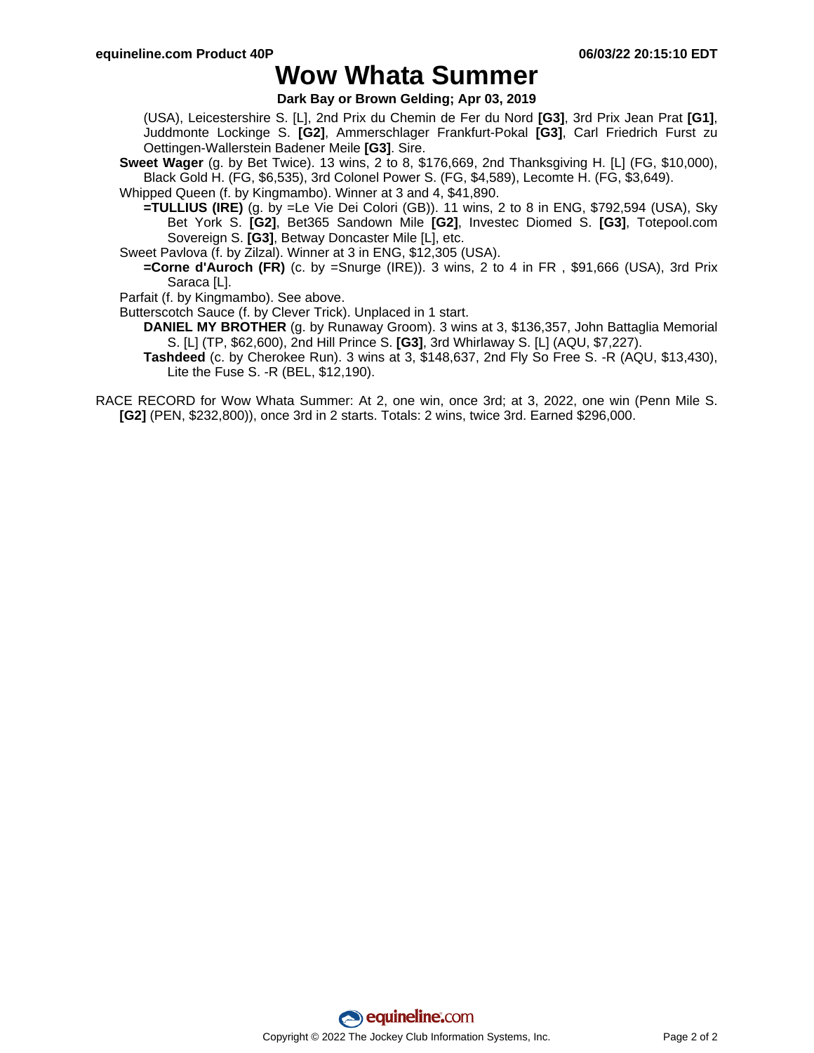# Wow Whata Summer

**Dark Bay or Brown Gelding; Apr 03, 2019**

(USA), Leicestershire S. [L], 2nd Prix du Chemin de Fer du Nord **[G3]**, 3rd Prix Jean Prat **[G1]**, Juddmonte Lockinge S. **[G2]**, Ammerschlager Frankfurt-Pokal **[G3]**, Carl Friedrich Furst zu Oettingen-Wallerstein Badener Meile **[G3]**. Sire.

**Sweet Wager** (g. by Bet Twice). 13 wins, 2 to 8, $176,669, 2nd Thanksgiving H. [L] (FG, $10,000), Black Gold H. (FG, $6,535), 3rd Colonel Power S. (FG, $4,589), Lecomte H. (FG, $3,649).

Whipped Queen (f. by Kingmambo). Winner at 3 and 4, $41,890.

**=TULLIUS (IRE)** (g. by =Le Vie Dei Colori (GB)). 11 wins, 2 to 8 in ENG, $792,594 (USA), Sky Bet York S. **[G2]**, Bet365 Sandown Mile **[G2]**, Investec Diomed S. **[G3]**, Totepool.com Sovereign S. **[G3]**, Betway Doncaster Mile [L], etc.

Sweet Pavlova (f. by Zilzal). Winner at 3 in ENG, $12,305 (USA).

**=Corne d'Auroch (FR)** (c. by =Snurge (IRE)). 3 wins, 2 to 4 in FR , $91,666 (USA), 3rd Prix Saraca [L].

Parfait (f. by Kingmambo). See above.

Butterscotch Sauce (f. by Clever Trick). Unplaced in 1 start.

**DANIEL MY BROTHER** (g. by Runaway Groom). 3 wins at 3, $136,357, John Battaglia Memorial S. [L] (TP, $62,600), 2nd Hill Prince S. **[G3]**, 3rd Whirlaway S. [L] (AQU, $7,227).

**Tashdeed** (c. by Cherokee Run). 3 wins at 3, $148,637, 2nd Fly So Free S. -R (AQU, $13,430), Lite the Fuse S. -R (BEL, $12,190).

RACE RECORD for Wow Whata Summer: At 2, one win, once 3rd; at 3, 2022, one win (Penn Mile S. **[G2]** (PEN, $232,800)), once 3rd in 2 starts. Totals: 2 wins, twice 3rd. Earned $296,000.